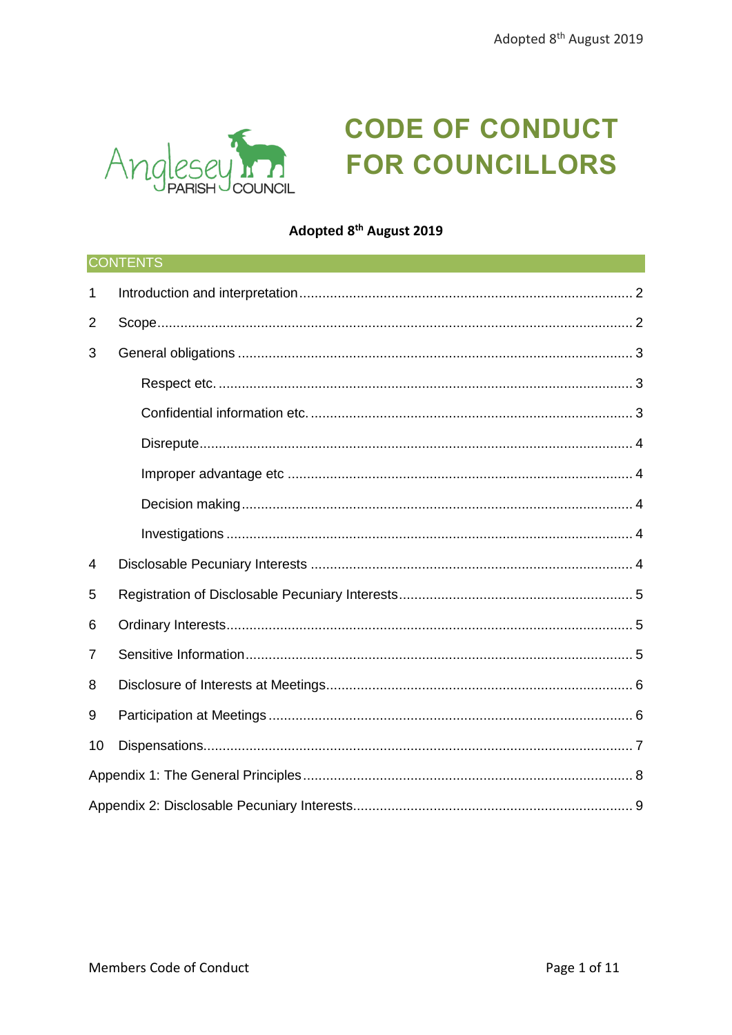# CODE OF CONDUCT FOR COUNCILLORS

Anglesey Parish Council

**Adopted 8th August 2019**

## CONTENTS

1 Introduction and interpretation ..... 2

2 Scope ..... 2

3 General obligations ..... 3

- Respect etc. ..... 3
- Confidential information etc. ..... 3
- Disrepute ..... 4
- Improper advantage etc ..... 4
- Decision making ..... 4
- Investigations ..... 4

4 Disclosable Pecuniary Interests ..... 4

5 Registration of Disclosable Pecuniary Interests ..... 5

6 Ordinary Interests ..... 5

7 Sensitive Information ..... 5

8 Disclosure of Interests at Meetings ..... 6

9 Participation at Meetings ..... 6

10 Dispensations ..... 7

Appendix 1: The General Principles ..... 8

Appendix 2: Disclosable Pecuniary Interests ..... 9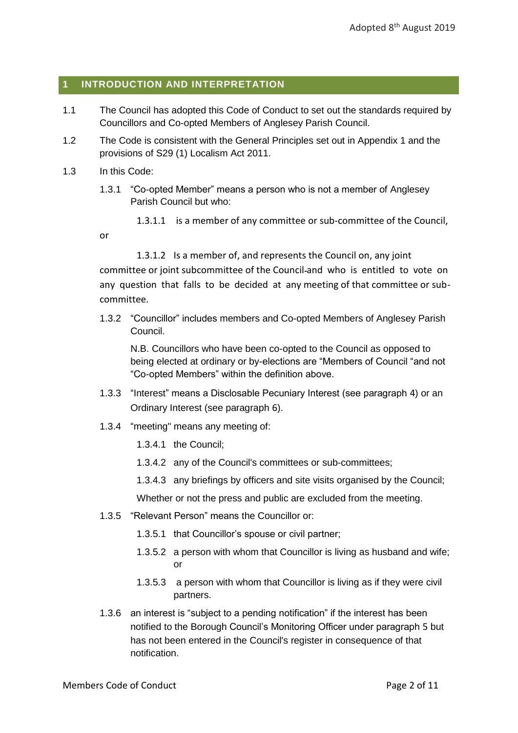## 1 INTRODUCTION AND INTERPRETATION

1.1 The Council has adopted this Code of Conduct to set out the standards required by Councillors and Co-opted Members of Anglesey Parish Council.

1.2 The Code is consistent with the General Principles set out in Appendix 1 and the provisions of S29 (1) Localism Act 2011.

1.3 In this Code:

1.3.1 "Co-opted Member" means a person who is not a member of Anglesey Parish Council but who:

1.3.1.1 is a member of any committee or sub-committee of the Council,

or

1.3.1.2 Is a member of, and represents the Council on, any joint committee or joint subcommittee of the Council and who is entitled to vote on any question that falls to be decided at any meeting of that committee or sub-committee.

1.3.2 "Councillor" includes members and Co-opted Members of Anglesey Parish Council.

N.B. Councillors who have been co-opted to the Council as opposed to being elected at ordinary or by-elections are "Members of Council "and not "Co-opted Members" within the definition above.

1.3.3 "Interest" means a Disclosable Pecuniary Interest (see paragraph 4) or an Ordinary Interest (see paragraph 6).

1.3.4 "meeting" means any meeting of:

1.3.4.1 the Council;

1.3.4.2 any of the Council's committees or sub-committees;

1.3.4.3 any briefings by officers and site visits organised by the Council;

Whether or not the press and public are excluded from the meeting.

1.3.5 "Relevant Person" means the Councillor or:

1.3.5.1 that Councillor's spouse or civil partner;

1.3.5.2 a person with whom that Councillor is living as husband and wife; or

1.3.5.3 a person with whom that Councillor is living as if they were civil partners.

1.3.6 an interest is "subject to a pending notification" if the interest has been notified to the Borough Council's Monitoring Officer under paragraph 5 but has not been entered in the Council's register in consequence of that notification.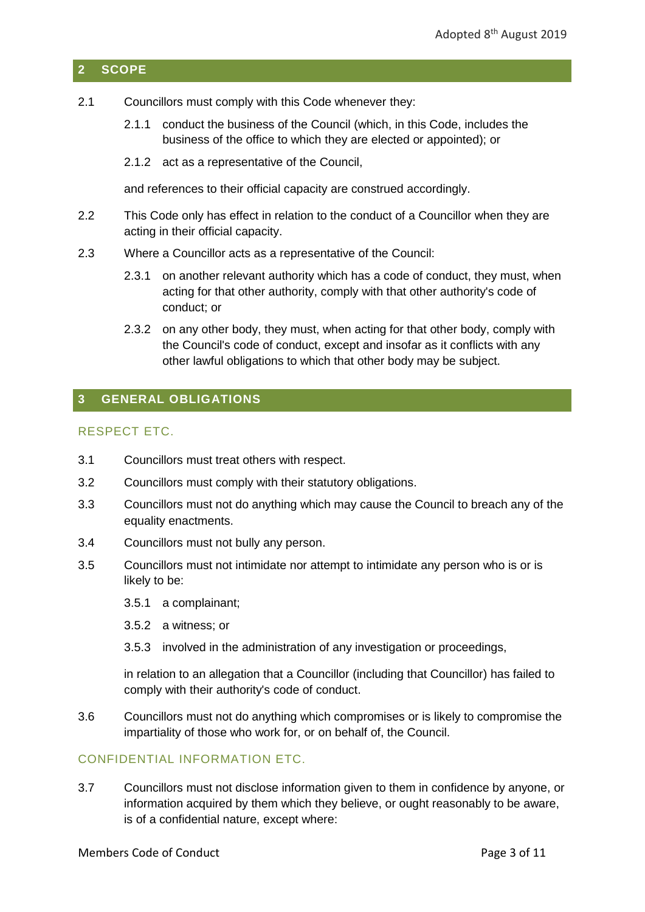## 2 SCOPE

2.1 Councillors must comply with this Code whenever they:

2.1.1 conduct the business of the Council (which, in this Code, includes the business of the office to which they are elected or appointed); or

2.1.2 act as a representative of the Council,

and references to their official capacity are construed accordingly.

2.2 This Code only has effect in relation to the conduct of a Councillor when they are acting in their official capacity.

2.3 Where a Councillor acts as a representative of the Council:

2.3.1 on another relevant authority which has a code of conduct, they must, when acting for that other authority, comply with that other authority's code of conduct; or

2.3.2 on any other body, they must, when acting for that other body, comply with the Council's code of conduct, except and insofar as it conflicts with any other lawful obligations to which that other body may be subject.

## 3 GENERAL OBLIGATIONS

### RESPECT ETC.

3.1 Councillors must treat others with respect.

3.2 Councillors must comply with their statutory obligations.

3.3 Councillors must not do anything which may cause the Council to breach any of the equality enactments.

3.4 Councillors must not bully any person.

3.5 Councillors must not intimidate nor attempt to intimidate any person who is or is likely to be:

3.5.1 a complainant;

3.5.2 a witness; or

3.5.3 involved in the administration of any investigation or proceedings,

in relation to an allegation that a Councillor (including that Councillor) has failed to comply with their authority's code of conduct.

3.6 Councillors must not do anything which compromises or is likely to compromise the impartiality of those who work for, or on behalf of, the Council.

### CONFIDENTIAL INFORMATION ETC.

3.7 Councillors must not disclose information given to them in confidence by anyone, or information acquired by them which they believe, or ought reasonably to be aware, is of a confidential nature, except where: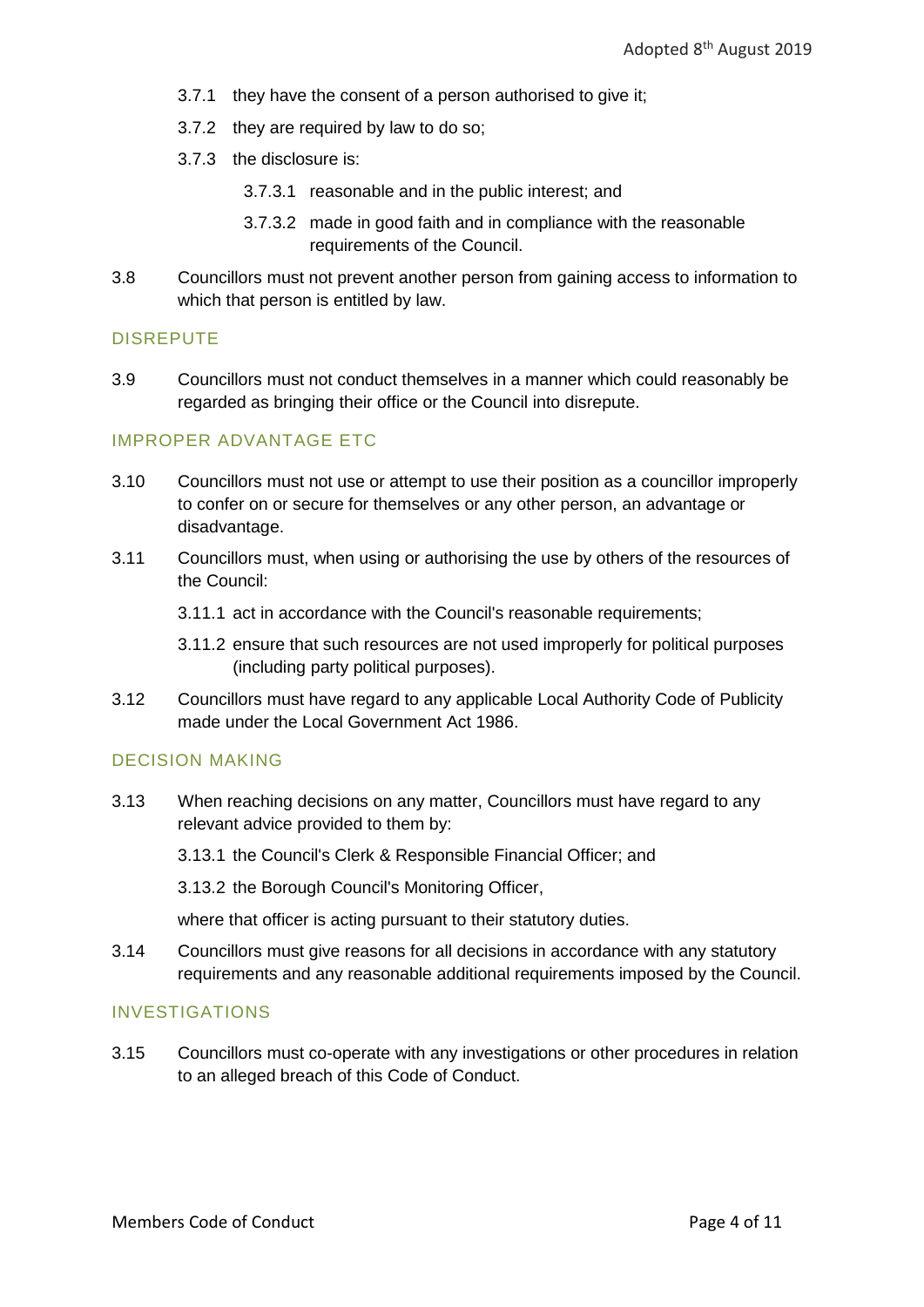3.7.1 they have the consent of a person authorised to give it;

3.7.2 they are required by law to do so;

3.7.3 the disclosure is:

3.7.3.1 reasonable and in the public interest; and

3.7.3.2 made in good faith and in compliance with the reasonable requirements of the Council.

3.8 Councillors must not prevent another person from gaining access to information to which that person is entitled by law.

## DISREPUTE

3.9 Councillors must not conduct themselves in a manner which could reasonably be regarded as bringing their office or the Council into disrepute.

## IMPROPER ADVANTAGE ETC

3.10 Councillors must not use or attempt to use their position as a councillor improperly to confer on or secure for themselves or any other person, an advantage or disadvantage.

3.11 Councillors must, when using or authorising the use by others of the resources of the Council:

3.11.1 act in accordance with the Council's reasonable requirements;

3.11.2 ensure that such resources are not used improperly for political purposes (including party political purposes).

3.12 Councillors must have regard to any applicable Local Authority Code of Publicity made under the Local Government Act 1986.

## DECISION MAKING

3.13 When reaching decisions on any matter, Councillors must have regard to any relevant advice provided to them by:

3.13.1 the Council's Clerk & Responsible Financial Officer; and

3.13.2 the Borough Council's Monitoring Officer,

where that officer is acting pursuant to their statutory duties.

3.14 Councillors must give reasons for all decisions in accordance with any statutory requirements and any reasonable additional requirements imposed by the Council.

## INVESTIGATIONS

3.15 Councillors must co-operate with any investigations or other procedures in relation to an alleged breach of this Code of Conduct.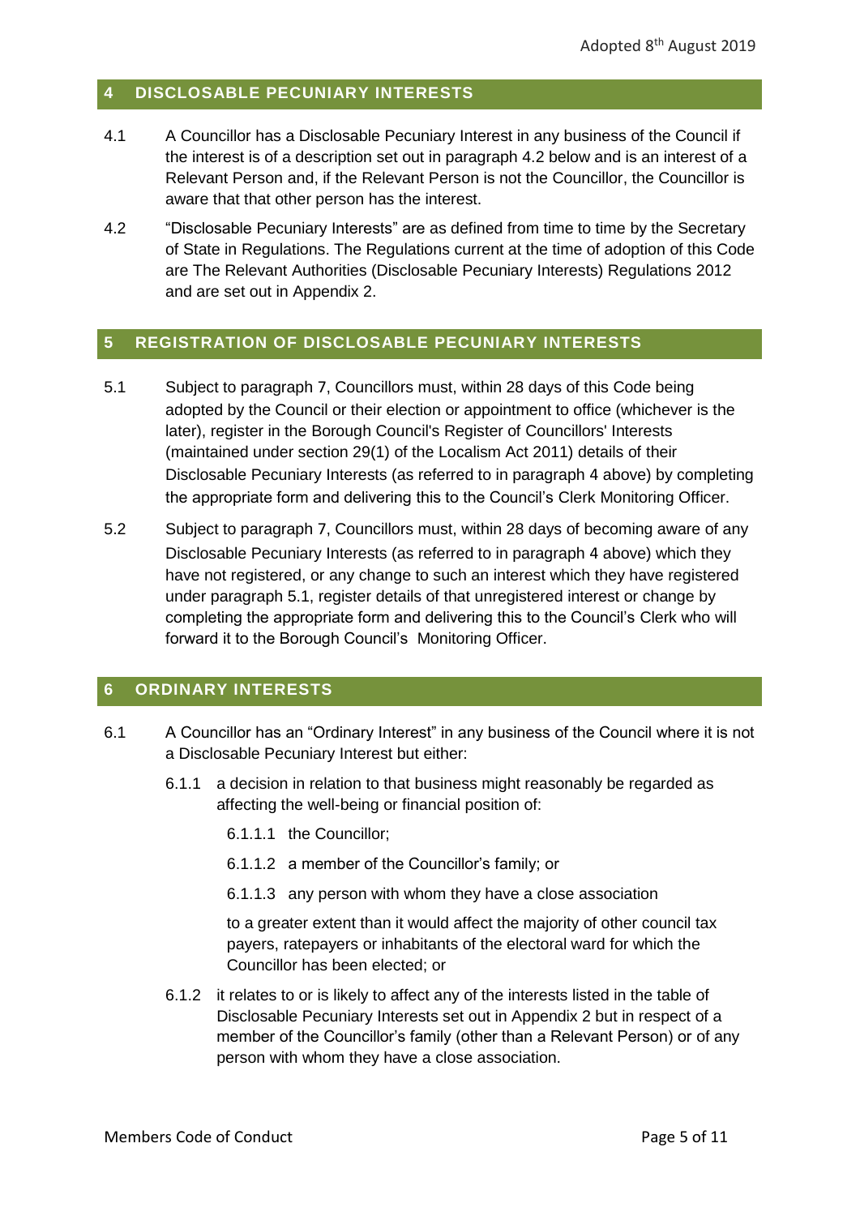## 4 DISCLOSABLE PECUNIARY INTERESTS

4.1 A Councillor has a Disclosable Pecuniary Interest in any business of the Council if the interest is of a description set out in paragraph 4.2 below and is an interest of a Relevant Person and, if the Relevant Person is not the Councillor, the Councillor is aware that that other person has the interest.

4.2 "Disclosable Pecuniary Interests" are as defined from time to time by the Secretary of State in Regulations. The Regulations current at the time of adoption of this Code are The Relevant Authorities (Disclosable Pecuniary Interests) Regulations 2012 and are set out in Appendix 2.

## 5 REGISTRATION OF DISCLOSABLE PECUNIARY INTERESTS

5.1 Subject to paragraph 7, Councillors must, within 28 days of this Code being adopted by the Council or their election or appointment to office (whichever is the later), register in the Borough Council's Register of Councillors' Interests (maintained under section 29(1) of the Localism Act 2011) details of their Disclosable Pecuniary Interests (as referred to in paragraph 4 above) by completing the appropriate form and delivering this to the Council's Clerk Monitoring Officer.

5.2 Subject to paragraph 7, Councillors must, within 28 days of becoming aware of any Disclosable Pecuniary Interests (as referred to in paragraph 4 above) which they have not registered, or any change to such an interest which they have registered under paragraph 5.1, register details of that unregistered interest or change by completing the appropriate form and delivering this to the Council's Clerk who will forward it to the Borough Council's Monitoring Officer.

## 6 ORDINARY INTERESTS

6.1 A Councillor has an "Ordinary Interest" in any business of the Council where it is not a Disclosable Pecuniary Interest but either:

6.1.1 a decision in relation to that business might reasonably be regarded as affecting the well-being or financial position of:

6.1.1.1 the Councillor;

6.1.1.2 a member of the Councillor's family; or

6.1.1.3 any person with whom they have a close association

to a greater extent than it would affect the majority of other council tax payers, ratepayers or inhabitants of the electoral ward for which the Councillor has been elected; or

6.1.2 it relates to or is likely to affect any of the interests listed in the table of Disclosable Pecuniary Interests set out in Appendix 2 but in respect of a member of the Councillor's family (other than a Relevant Person) or of any person with whom they have a close association.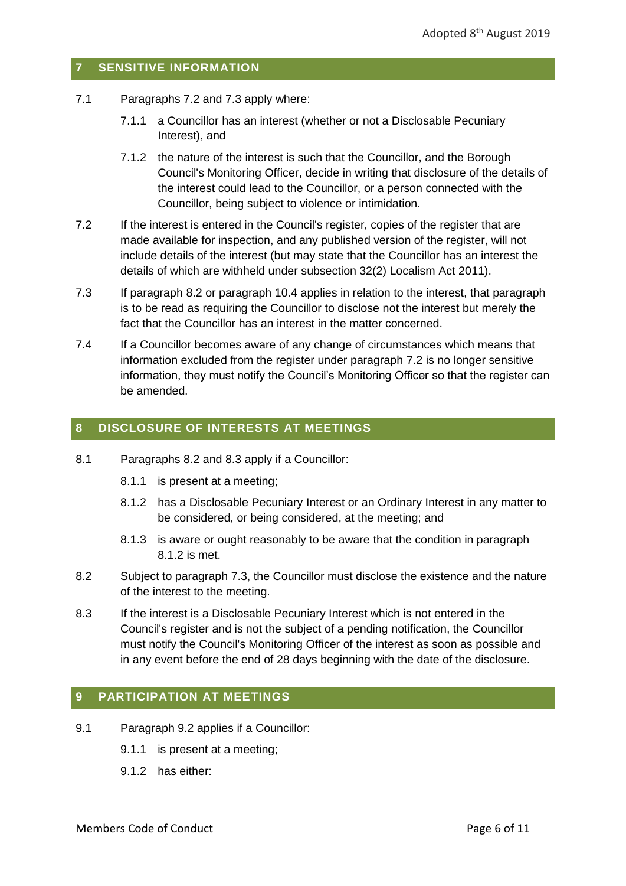## 7 SENSITIVE INFORMATION

7.1 Paragraphs 7.2 and 7.3 apply where:

7.1.1 a Councillor has an interest (whether or not a Disclosable Pecuniary Interest), and

7.1.2 the nature of the interest is such that the Councillor, and the Borough Council's Monitoring Officer, decide in writing that disclosure of the details of the interest could lead to the Councillor, or a person connected with the Councillor, being subject to violence or intimidation.

7.2 If the interest is entered in the Council's register, copies of the register that are made available for inspection, and any published version of the register, will not include details of the interest (but may state that the Councillor has an interest the details of which are withheld under subsection 32(2) Localism Act 2011).

7.3 If paragraph 8.2 or paragraph 10.4 applies in relation to the interest, that paragraph is to be read as requiring the Councillor to disclose not the interest but merely the fact that the Councillor has an interest in the matter concerned.

7.4 If a Councillor becomes aware of any change of circumstances which means that information excluded from the register under paragraph 7.2 is no longer sensitive information, they must notify the Council's Monitoring Officer so that the register can be amended.

## 8 DISCLOSURE OF INTERESTS AT MEETINGS

8.1 Paragraphs 8.2 and 8.3 apply if a Councillor:

8.1.1 is present at a meeting;

8.1.2 has a Disclosable Pecuniary Interest or an Ordinary Interest in any matter to be considered, or being considered, at the meeting; and

8.1.3 is aware or ought reasonably to be aware that the condition in paragraph 8.1.2 is met.

8.2 Subject to paragraph 7.3, the Councillor must disclose the existence and the nature of the interest to the meeting.

8.3 If the interest is a Disclosable Pecuniary Interest which is not entered in the Council's register and is not the subject of a pending notification, the Councillor must notify the Council's Monitoring Officer of the interest as soon as possible and in any event before the end of 28 days beginning with the date of the disclosure.

## 9 PARTICIPATION AT MEETINGS

9.1 Paragraph 9.2 applies if a Councillor:

9.1.1 is present at a meeting;

9.1.2 has either: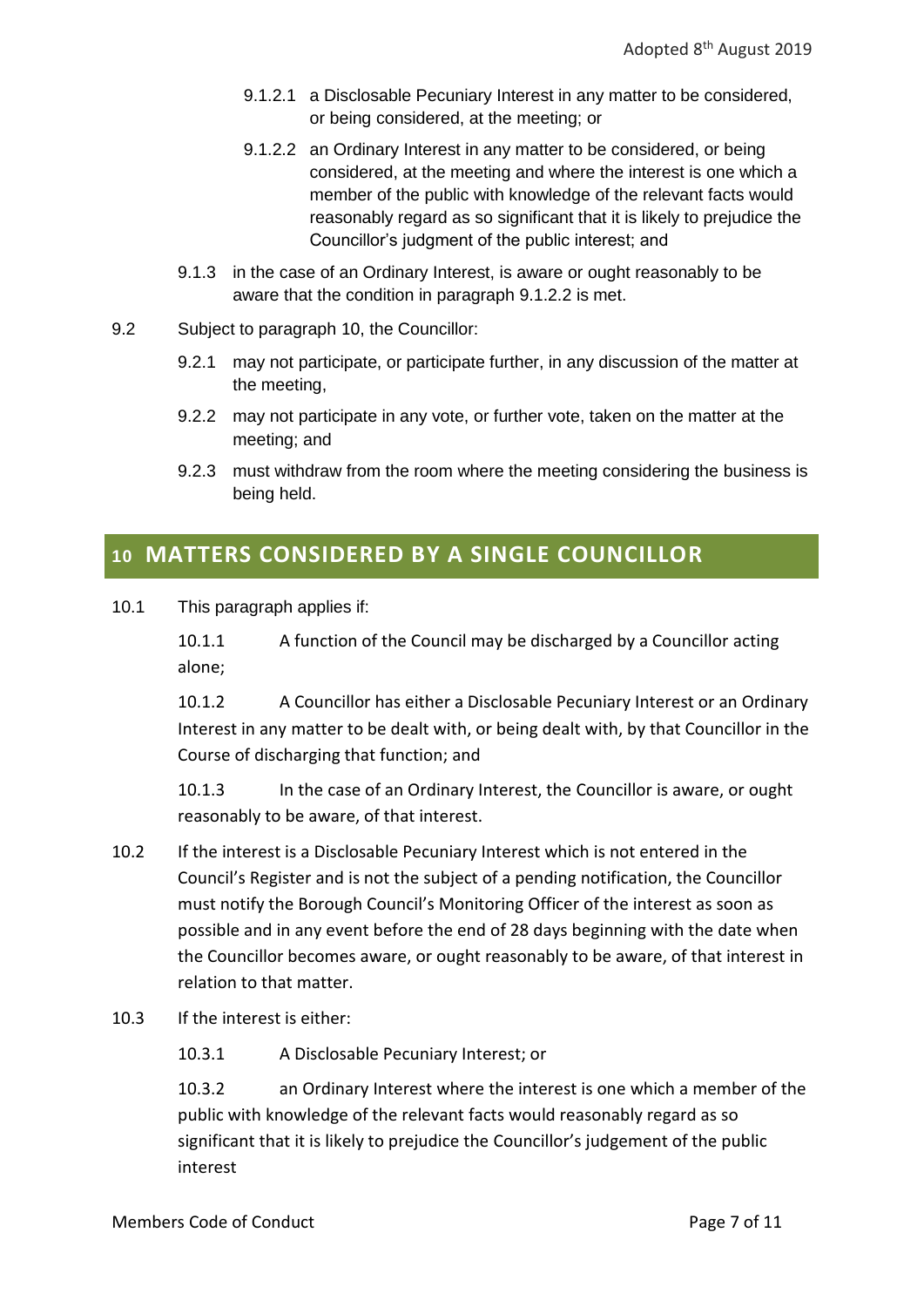9.1.2.1 a Disclosable Pecuniary Interest in any matter to be considered, or being considered, at the meeting; or

9.1.2.2 an Ordinary Interest in any matter to be considered, or being considered, at the meeting and where the interest is one which a member of the public with knowledge of the relevant facts would reasonably regard as so significant that it is likely to prejudice the Councillor's judgment of the public interest; and

9.1.3 in the case of an Ordinary Interest, is aware or ought reasonably to be aware that the condition in paragraph 9.1.2.2 is met.

9.2 Subject to paragraph 10, the Councillor:

9.2.1 may not participate, or participate further, in any discussion of the matter at the meeting,

9.2.2 may not participate in any vote, or further vote, taken on the matter at the meeting; and

9.2.3 must withdraw from the room where the meeting considering the business is being held.

## 10 MATTERS CONSIDERED BY A SINGLE COUNCILLOR

10.1 This paragraph applies if:

10.1.1 A function of the Council may be discharged by a Councillor acting alone;

10.1.2 A Councillor has either a Disclosable Pecuniary Interest or an Ordinary Interest in any matter to be dealt with, or being dealt with, by that Councillor in the Course of discharging that function; and

10.1.3 In the case of an Ordinary Interest, the Councillor is aware, or ought reasonably to be aware, of that interest.

10.2 If the interest is a Disclosable Pecuniary Interest which is not entered in the Council's Register and is not the subject of a pending notification, the Councillor must notify the Borough Council's Monitoring Officer of the interest as soon as possible and in any event before the end of 28 days beginning with the date when the Councillor becomes aware, or ought reasonably to be aware, of that interest in relation to that matter.

10.3 If the interest is either:

10.3.1 A Disclosable Pecuniary Interest; or

10.3.2 an Ordinary Interest where the interest is one which a member of the public with knowledge of the relevant facts would reasonably regard as so significant that it is likely to prejudice the Councillor's judgement of the public interest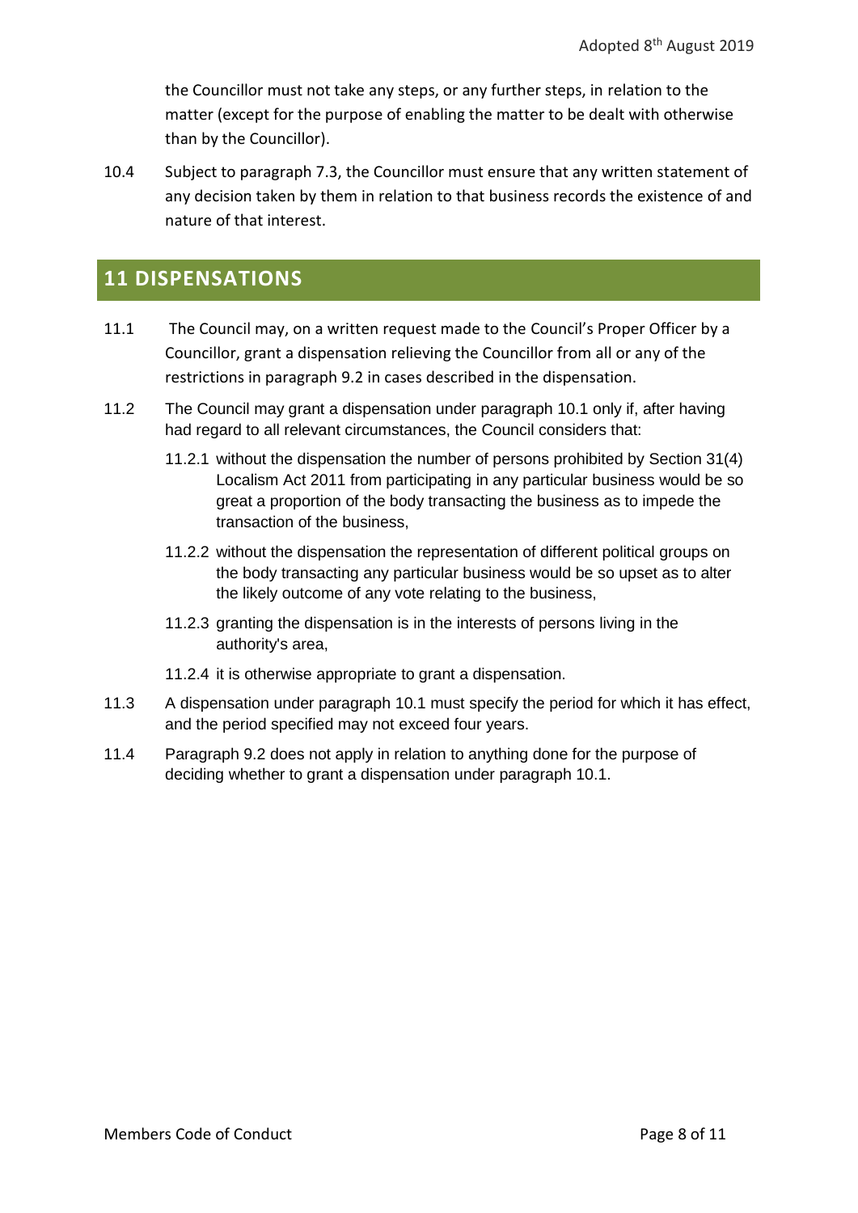the Councillor must not take any steps, or any further steps, in relation to the matter (except for the purpose of enabling the matter to be dealt with otherwise than by the Councillor).

10.4 Subject to paragraph 7.3, the Councillor must ensure that any written statement of any decision taken by them in relation to that business records the existence of and nature of that interest.

## 11 DISPENSATIONS

11.1 The Council may, on a written request made to the Council's Proper Officer by a Councillor, grant a dispensation relieving the Councillor from all or any of the restrictions in paragraph 9.2 in cases described in the dispensation.

11.2 The Council may grant a dispensation under paragraph 10.1 only if, after having had regard to all relevant circumstances, the Council considers that:

11.2.1 without the dispensation the number of persons prohibited by Section 31(4) Localism Act 2011 from participating in any particular business would be so great a proportion of the body transacting the business as to impede the transaction of the business,

11.2.2 without the dispensation the representation of different political groups on the body transacting any particular business would be so upset as to alter the likely outcome of any vote relating to the business,

11.2.3 granting the dispensation is in the interests of persons living in the authority's area,

11.2.4 it is otherwise appropriate to grant a dispensation.

11.3 A dispensation under paragraph 10.1 must specify the period for which it has effect, and the period specified may not exceed four years.

11.4 Paragraph 9.2 does not apply in relation to anything done for the purpose of deciding whether to grant a dispensation under paragraph 10.1.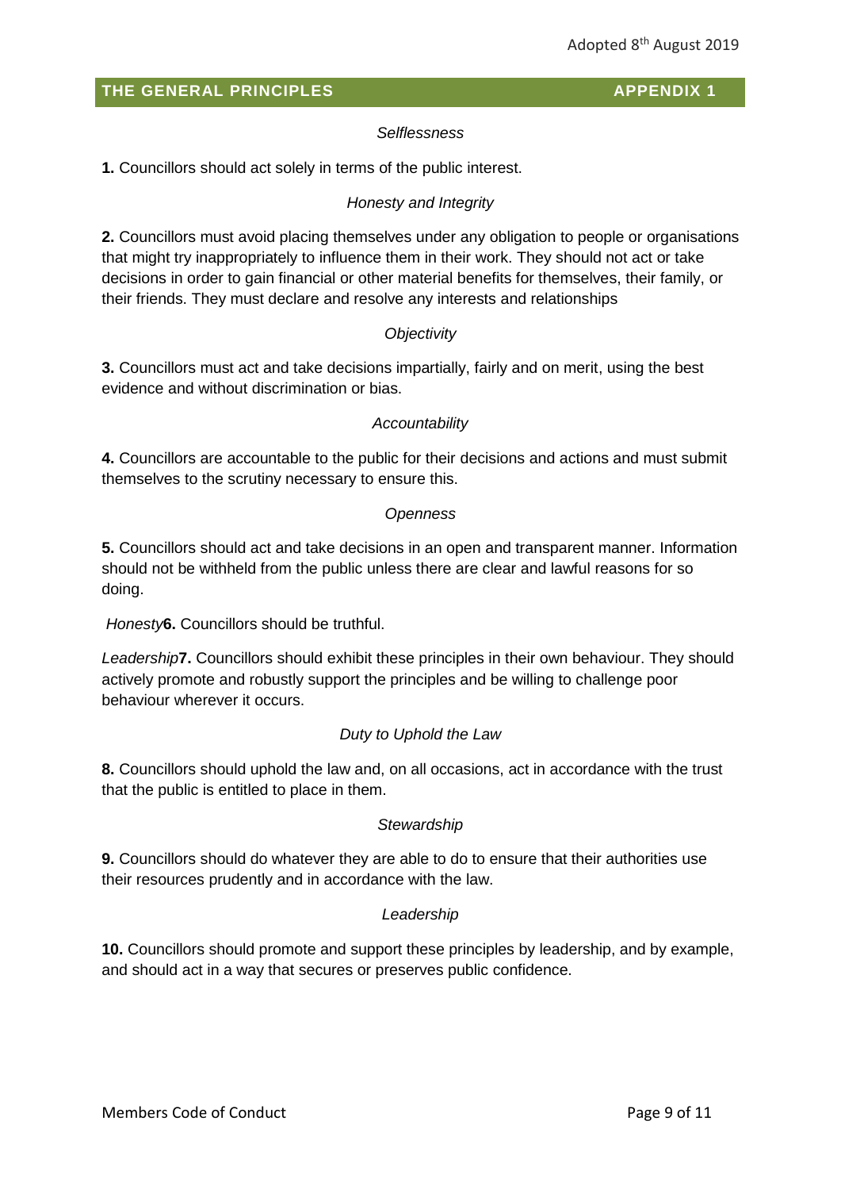## THE GENERAL PRINCIPLES APPENDIX 1

*Selflessness*

**1.** Councillors should act solely in terms of the public interest.

*Honesty and Integrity*

**2.** Councillors must avoid placing themselves under any obligation to people or organisations that might try inappropriately to influence them in their work. They should not act or take decisions in order to gain financial or other material benefits for themselves, their family, or their friends. They must declare and resolve any interests and relationships

*Objectivity*

**3.** Councillors must act and take decisions impartially, fairly and on merit, using the best evidence and without discrimination or bias.

*Accountability*

**4.** Councillors are accountable to the public for their decisions and actions and must submit themselves to the scrutiny necessary to ensure this.

*Openness*

**5.** Councillors should act and take decisions in an open and transparent manner. Information should not be withheld from the public unless there are clear and lawful reasons for so doing.

*Honesty***6.** Councillors should be truthful.

*Leadership***7.** Councillors should exhibit these principles in their own behaviour. They should actively promote and robustly support the principles and be willing to challenge poor behaviour wherever it occurs.

*Duty to Uphold the Law*

**8.** Councillors should uphold the law and, on all occasions, act in accordance with the trust that the public is entitled to place in them.

*Stewardship*

**9.** Councillors should do whatever they are able to do to ensure that their authorities use their resources prudently and in accordance with the law.

*Leadership*

**10.** Councillors should promote and support these principles by leadership, and by example, and should act in a way that secures or preserves public confidence.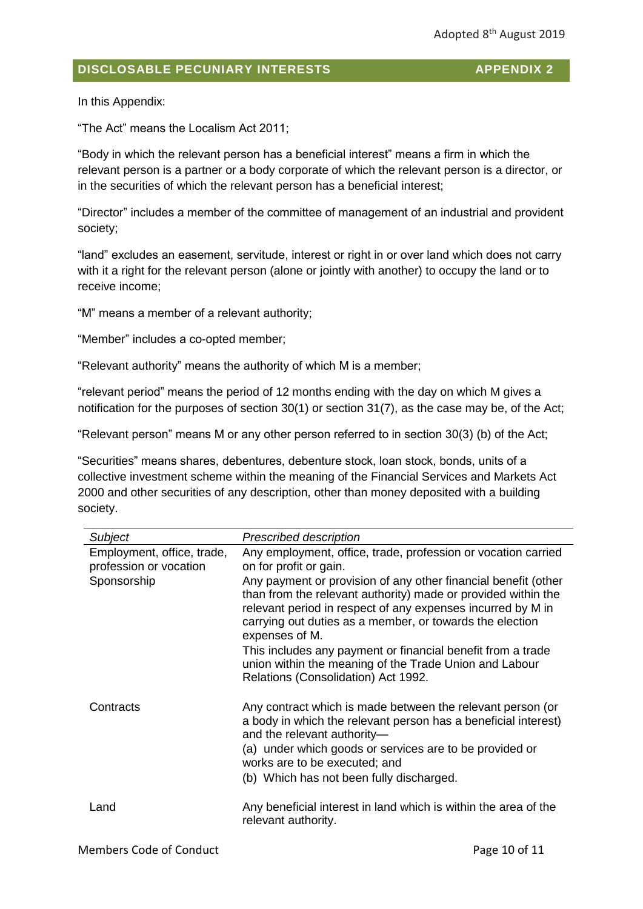## DISCLOSABLE PECUNIARY INTERESTS — APPENDIX 2

In this Appendix:

"The Act" means the Localism Act 2011;

"Body in which the relevant person has a beneficial interest" means a firm in which the relevant person is a partner or a body corporate of which the relevant person is a director, or in the securities of which the relevant person has a beneficial interest;

"Director" includes a member of the committee of management of an industrial and provident society;

"land" excludes an easement, servitude, interest or right in or over land which does not carry with it a right for the relevant person (alone or jointly with another) to occupy the land or to receive income;

"M" means a member of a relevant authority;

"Member" includes a co-opted member;

"Relevant authority" means the authority of which M is a member;

"relevant period" means the period of 12 months ending with the day on which M gives a notification for the purposes of section 30(1) or section 31(7), as the case may be, of the Act;

"Relevant person" means M or any other person referred to in section 30(3) (b) of the Act;

"Securities" means shares, debentures, debenture stock, loan stock, bonds, units of a collective investment scheme within the meaning of the Financial Services and Markets Act 2000 and other securities of any description, other than money deposited with a building society.

| *Subject* | *Prescribed description* |
|---|---|
| Employment, office, trade, profession or vocation | Any employment, office, trade, profession or vocation carried on for profit or gain. |
| Sponsorship | Any payment or provision of any other financial benefit (other than from the relevant authority) made or provided within the relevant period in respect of any expenses incurred by M in carrying out duties as a member, or towards the election expenses of M.<br>This includes any payment or financial benefit from a trade union within the meaning of the Trade Union and Labour Relations (Consolidation) Act 1992. |
| Contracts | Any contract which is made between the relevant person (or a body in which the relevant person has a beneficial interest) and the relevant authority—<br>(a) under which goods or services are to be provided or works are to be executed; and<br>(b) Which has not been fully discharged. |
| Land | Any beneficial interest in land which is within the area of the relevant authority. |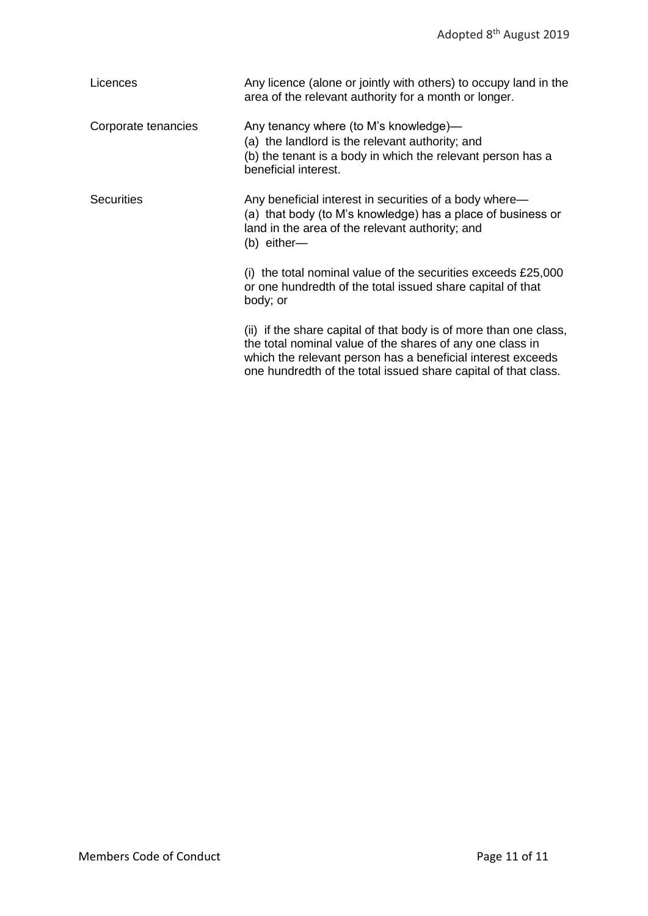| | |
|---|---|
| Licences | Any licence (alone or jointly with others) to occupy land in the area of the relevant authority for a month or longer. |
| Corporate tenancies | Any tenancy where (to M's knowledge)—<br>(a) the landlord is the relevant authority; and<br>(b) the tenant is a body in which the relevant person has a beneficial interest. |
| Securities | Any beneficial interest in securities of a body where—<br>(a) that body (to M's knowledge) has a place of business or land in the area of the relevant authority; and<br>(b) either—<br><br>(i) the total nominal value of the securities exceeds £25,000 or one hundredth of the total issued share capital of that body; or<br><br>(ii) if the share capital of that body is of more than one class, the total nominal value of the shares of any one class in which the relevant person has a beneficial interest exceeds one hundredth of the total issued share capital of that class. |